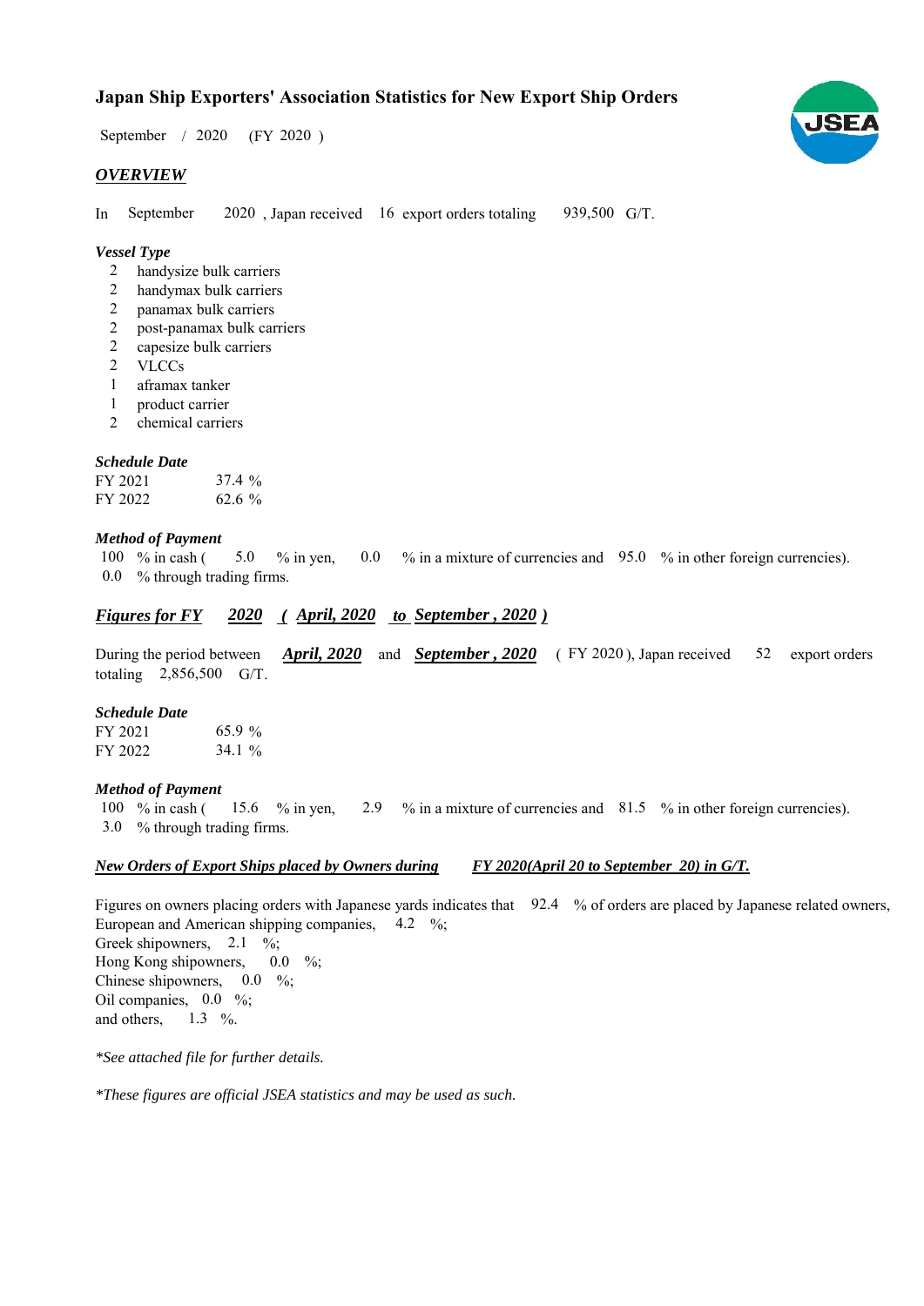# Japan Ship Exporters' Association Statistics for New Export Ship Orders

September / 2020 (FY 2020 )

## *OVERVIEW*

In September 2020 , Japan received 16 export orders totaling 939,500 G/T.

### *Vessel Type*

- 2 handysize bulk carriers
- 2 handymax bulk carriers
- 2 panamax bulk carriers
- 2 post-panamax bulk carriers
- 2 capesize bulk carriers
- 2 VLCCs
- 1 aframax tanker
- 1 product carrier
- 2 chemical carriers

### *Schedule Date*

| | |
|---|---|
| FY 2021 | 37.4 % |
| FY 2022 | 62.6 % |

### *Method of Payment*

100 % in cash ( 5.0 % in yen, 0.0 % in a mixture of currencies and 95.0 % in other foreign currencies).
0.0 % through trading firms.

## *Figures for FY 2020 ( April, 2020 to September , 2020 )*

During the period between ***April, 2020*** and ***September , 2020*** ( FY 2020 ), Japan received 52 export orders totaling 2,856,500 G/T.

### *Schedule Date*

| | |
|---|---|
| FY 2021 | 65.9 % |
| FY 2022 | 34.1 % |

### *Method of Payment*

100 % in cash ( 15.6 % in yen, 2.9 % in a mixture of currencies and 81.5 % in other foreign currencies).
3.0 % through trading firms.

### *New Orders of Export Ships placed by Owners during FY 2020(April 20 to September 20) in G/T.*

Figures on owners placing orders with Japanese yards indicates that 92.4 % of orders are placed by Japanese related owners,
European and American shipping companies, 4.2 %;
Greek shipowners, 2.1 %;
Hong Kong shipowners, 0.0 %;
Chinese shipowners, 0.0 %;
Oil companies, 0.0 %;
and others, 1.3 %.

*\*See attached file for further details.*

*\*These figures are official JSEA statistics and may be used as such.*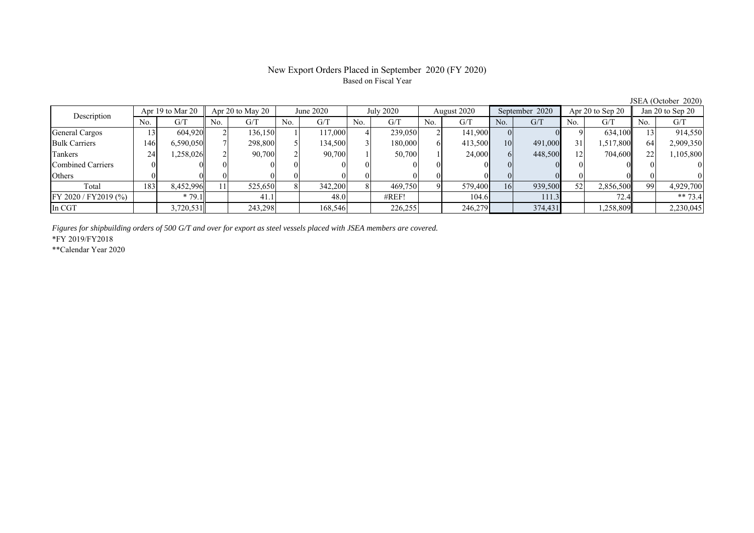# New Export Orders Placed in September 2020 (FY 2020)

Based on Fiscal Year

JSEA (October 2020)

| Description | Apr 19 to Mar 20 | | Apr 20 to May 20 | | June 2020 | | July 2020 | | August 2020 | | September 2020 | | Apr 20 to Sep 20 | | Jan 20 to Sep 20 | |
|---|---|---|---|---|---|---|---|---|---|---|---|---|---|---|---|---|
| | No. | G/T | No. | G/T | No. | G/T | No. | G/T | No. | G/T | No. | G/T | No. | G/T | No. | G/T |
| General Cargos | 13 | 604,920 | 2 | 136,150 | 1 | 117,000 | 4 | 239,050 | 2 | 141,900 | 0 | 0 | 9 | 634,100 | 13 | 914,550 |
| Bulk Carriers | 146 | 6,590,050 | 7 | 298,800 | 5 | 134,500 | 3 | 180,000 | 6 | 413,500 | 10 | 491,000 | 31 | 1,517,800 | 64 | 2,909,350 |
| Tankers | 24 | 1,258,026 | 2 | 90,700 | 2 | 90,700 | 1 | 50,700 | 1 | 24,000 | 6 | 448,500 | 12 | 704,600 | 22 | 1,105,800 |
| Combined Carriers | 0 | 0 | 0 | 0 | 0 | 0 | 0 | 0 | 0 | 0 | 0 | 0 | 0 | 0 | 0 | 0 |
| Others | 0 | 0 | 0 | 0 | 0 | 0 | 0 | 0 | 0 | 0 | 0 | 0 | 0 | 0 | 0 | 0 |
| Total | 183 | 8,452,996 | 11 | 525,650 | 8 | 342,200 | 8 | 469,750 | 9 | 579,400 | 16 | 939,500 | 52 | 2,856,500 | 99 | 4,929,700 |
| FY 2020 / FY2019 (%) | | * 79.1 | | 41.1 | | 48.0 | | #REF! | | 104.6 | | 111.3 | | 72.4 | | ** 73.4 |
| In CGT | | 3,720,531 | | 243,298 | | 168,546 | | 226,255 | | 246,279 | | 374,431 | | 1,258,809 | | 2,230,045 |

*Figures for shipbuilding orders of 500 G/T and over for export as steel vessels placed with JSEA members are covered.*

*FY 2019/FY2018

**Calendar Year 2020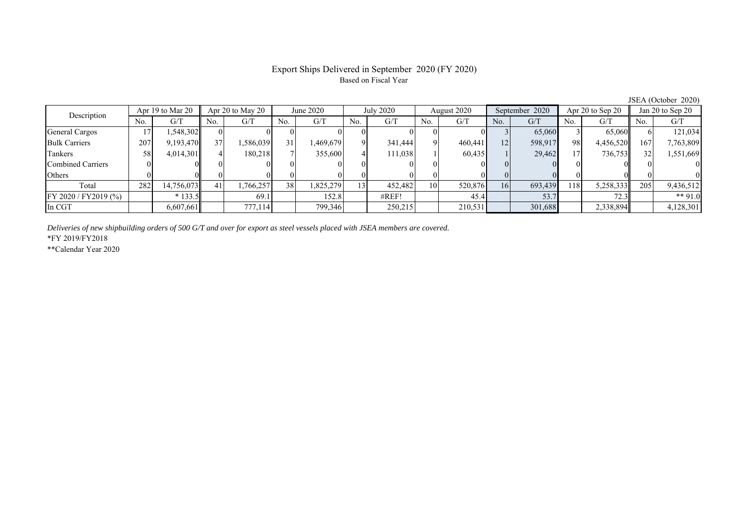# Export Ships Delivered in September 2020 (FY 2020)

Based on Fiscal Year

JSEA (October 2020)

| Description | Apr 19 to Mar 20 | | Apr 20 to May 20 | | June 2020 | | July 2020 | | August 2020 | | September 2020 | | Apr 20 to Sep 20 | | Jan 20 to Sep 20 | |
|---|---|---|---|---|---|---|---|---|---|---|---|---|---|---|---|---|
| | No. | G/T | No. | G/T | No. | G/T | No. | G/T | No. | G/T | No. | G/T | No. | G/T | No. | G/T |
| General Cargos | 17 | 1,548,302 | 0 | 0 | 0 | 0 | 0 | 0 | 0 | 0 | 3 | 65,060 | 3 | 65,060 | 6 | 121,034 |
| Bulk Carriers | 207 | 9,193,470 | 37 | 1,586,039 | 31 | 1,469,679 | 9 | 341,444 | 9 | 460,441 | 12 | 598,917 | 98 | 4,456,520 | 167 | 7,763,809 |
| Tankers | 58 | 4,014,301 | 4 | 180,218 | 7 | 355,600 | 4 | 111,038 | 1 | 60,435 | 1 | 29,462 | 17 | 736,753 | 32 | 1,551,669 |
| Combined Carriers | 0 | 0 | 0 | 0 | 0 | 0 | 0 | 0 | 0 | 0 | 0 | 0 | 0 | 0 | 0 | 0 |
| Others | 0 | 0 | 0 | 0 | 0 | 0 | 0 | 0 | 0 | 0 | 0 | 0 | 0 | 0 | 0 | 0 |
| Total | 282 | 14,756,073 | 41 | 1,766,257 | 38 | 1,825,279 | 13 | 452,482 | 10 | 520,876 | 16 | 693,439 | 118 | 5,258,333 | 205 | 9,436,512 |
| FY 2020 / FY2019 (%) | | * 133.5 | | 69.1 | | 152.8 | | #REF! | | 45.4 | | 53.7 | | 72.3 | | ** 91.0 |
| In CGT | | 6,607,661 | | 777,114 | | 799,346 | | 250,215 | | 210,531 | | 301,688 | | 2,338,894 | | 4,128,301 |

*Deliveries of new shipbuilding orders of 500 G/T and over for export as steel vessels placed with JSEA members are covered.*

*FY 2019/FY2018

**Calendar Year 2020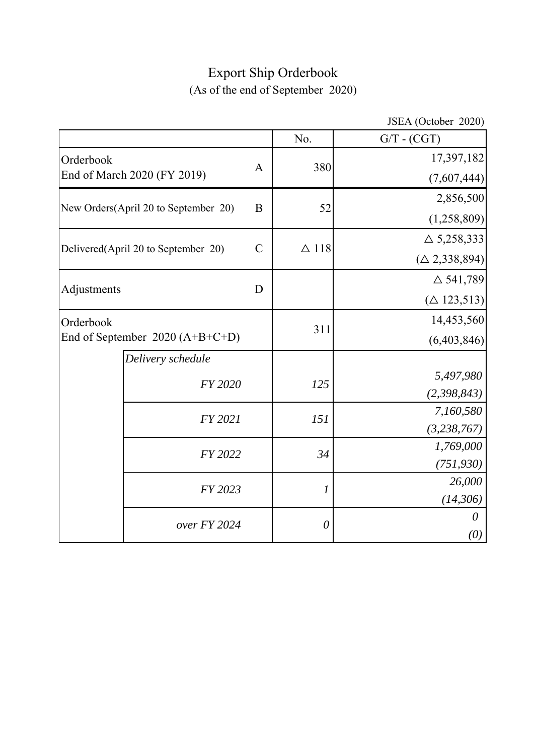# Export Ship Orderbook

(As of the end of September 2020)

JSEA (October 2020)

| | | | No. | G/T - (CGT) |
|---|---|---|---|---|
| Orderbook<br>End of March 2020 (FY 2019) | | A | 380 | 17,397,182<br>(7,607,444) |
| New Orders(April 20 to September 20) | | B | 52 | 2,856,500<br>(1,258,809) |
| Delivered(April 20 to September 20) | | C | △ 118 | △ 5,258,333<br>(△ 2,338,894) |
| Adjustments | | D | | △ 541,789<br>(△ 123,513) |
| Orderbook<br>End of September 2020 (A+B+C+D) | | | 311 | 14,453,560<br>(6,403,846) |
| | *Delivery schedule*<br>*FY 2020* | | *125* | *5,497,980*<br>*(2,398,843)* |
| | *FY 2021* | | *151* | *7,160,580*<br>*(3,238,767)* |
| | *FY 2022* | | *34* | *1,769,000*<br>*(751,930)* |
| | *FY 2023* | | *1* | *26,000*<br>*(14,306)* |
| | *over FY 2024* | | *0* | *0*<br>*(0)* |